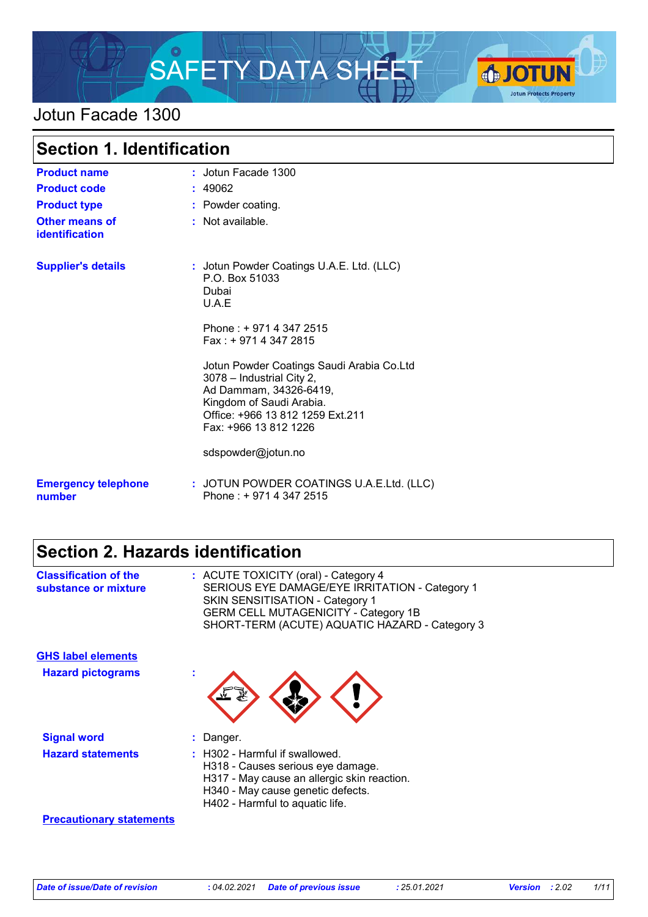# SAFETY DATA SHEET

## Jotun Facade 1300

## Section 1. Identification

| | |
|---|---|
| **Product name** | : Jotun Facade 1300 |
| **Product code** | : 49062 |
| **Product type** | : Powder coating. |
| **Other means of identification** | : Not available. |
| **Supplier's details** | : Jotun Powder Coatings U.A.E. Ltd. (LLC)<br>P.O. Box 51033<br>Dubai<br>U.A.E<br><br>Phone : + 971 4 347 2515<br>Fax : + 971 4 347 2815<br><br>Jotun Powder Coatings Saudi Arabia Co.Ltd<br>3078 – Industrial City 2,<br>Ad Dammam, 34326-6419,<br>Kingdom of Saudi Arabia.<br>Office: +966 13 812 1259 Ext.211<br>Fax: +966 13 812 1226<br><br>sdspowder@jotun.no |
| **Emergency telephone number** | : JOTUN POWDER COATINGS U.A.E.Ltd. (LLC)<br>Phone : + 971 4 347 2515 |

## Section 2. Hazards identification

| | |
|---|---|
| **Classification of the substance or mixture** | : ACUTE TOXICITY (oral) - Category 4<br>SERIOUS EYE DAMAGE/EYE IRRITATION - Category 1<br>SKIN SENSITISATION - Category 1<br>GERM CELL MUTAGENICITY - Category 1B<br>SHORT-TERM (ACUTE) AQUATIC HAZARD - Category 3 |

**GHS label elements**

| | |
|---|---|
| **Hazard pictograms** | : |
| **Signal word** | : Danger. |
| **Hazard statements** | : H302 - Harmful if swallowed.<br>H318 - Causes serious eye damage.<br>H317 - May cause an allergic skin reaction.<br>H340 - May cause genetic defects.<br>H402 - Harmful to aquatic life. |

**Precautionary statements**

*Date of issue/Date of revision* : 04.02.2021 *Date of previous issue* : 25.01.2021 *Version* : 2.02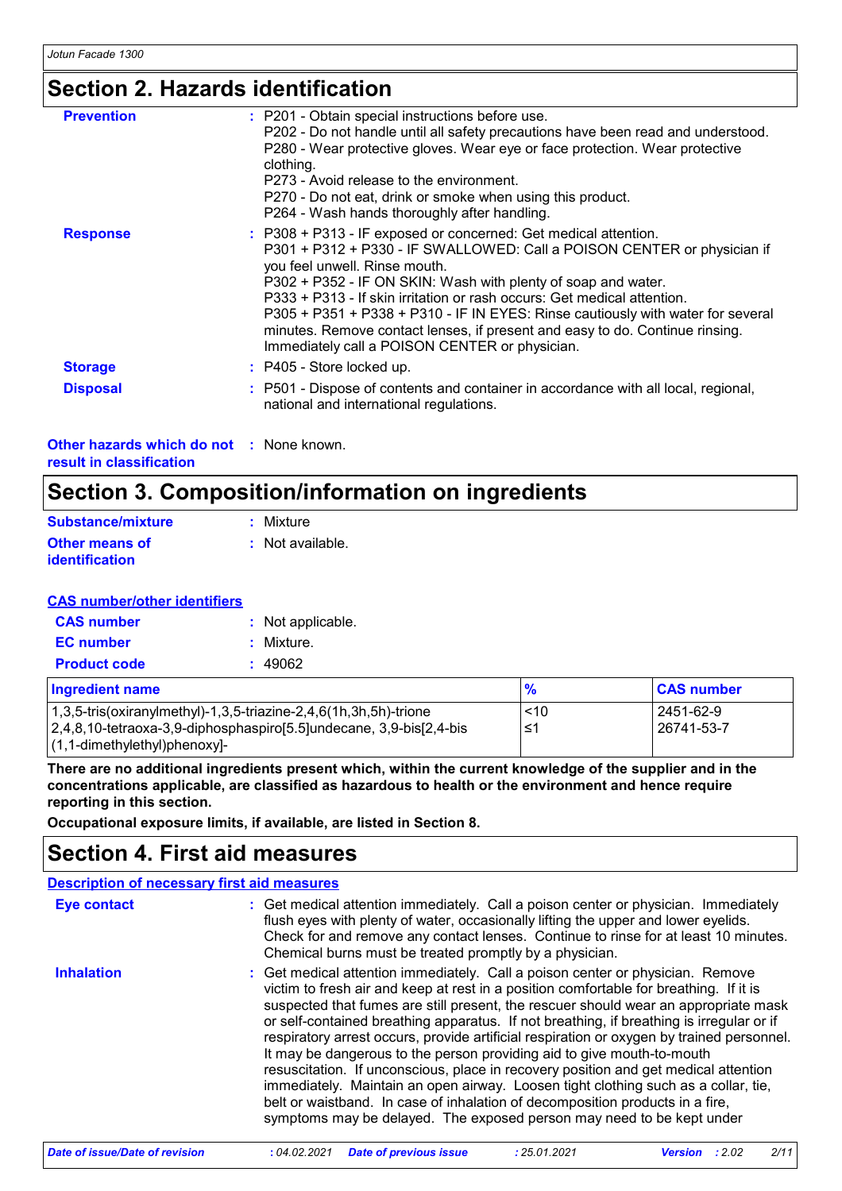## Section 2. Hazards identification

**Prevention** : P201 - Obtain special instructions before use.
P202 - Do not handle until all safety precautions have been read and understood.
P280 - Wear protective gloves. Wear eye or face protection. Wear protective clothing.
P273 - Avoid release to the environment.
P270 - Do not eat, drink or smoke when using this product.
P264 - Wash hands thoroughly after handling.

**Response** : P308 + P313 - IF exposed or concerned: Get medical attention.
P301 + P312 + P330 - IF SWALLOWED: Call a POISON CENTER or physician if you feel unwell. Rinse mouth.
P302 + P352 - IF ON SKIN: Wash with plenty of soap and water.
P333 + P313 - If skin irritation or rash occurs: Get medical attention.
P305 + P351 + P338 + P310 - IF IN EYES: Rinse cautiously with water for several minutes. Remove contact lenses, if present and easy to do. Continue rinsing. Immediately call a POISON CENTER or physician.

**Storage** : P405 - Store locked up.

**Disposal** : P501 - Dispose of contents and container in accordance with all local, regional, national and international regulations.

**Other hazards which do not result in classification** : None known.

## Section 3. Composition/information on ingredients

**Substance/mixture** : Mixture

**Other means of identification** : Not available.

**CAS number/other identifiers**

**CAS number** : Not applicable.

**EC number** : Mixture.

**Product code** : 49062

| Ingredient name | % | CAS number |
|---|---|---|
| 1,3,5-tris(oxiranylmethyl)-1,3,5-triazine-2,4,6(1h,3h,5h)-trione | <10 | 2451-62-9 |
| 2,4,8,10-tetraoxa-3,9-diphosphaspiro[5.5]undecane, 3,9-bis[2,4-bis(1,1-dimethylethyl)phenoxy]- | ≤1 | 26741-53-7 |

**There are no additional ingredients present which, within the current knowledge of the supplier and in the concentrations applicable, are classified as hazardous to health or the environment and hence require reporting in this section.**

**Occupational exposure limits, if available, are listed in Section 8.**

## Section 4. First aid measures

**Description of necessary first aid measures**

**Eye contact** : Get medical attention immediately. Call a poison center or physician. Immediately flush eyes with plenty of water, occasionally lifting the upper and lower eyelids. Check for and remove any contact lenses. Continue to rinse for at least 10 minutes. Chemical burns must be treated promptly by a physician.

**Inhalation** : Get medical attention immediately. Call a poison center or physician. Remove victim to fresh air and keep at rest in a position comfortable for breathing. If it is suspected that fumes are still present, the rescuer should wear an appropriate mask or self-contained breathing apparatus. If not breathing, if breathing is irregular or if respiratory arrest occurs, provide artificial respiration or oxygen by trained personnel. It may be dangerous to the person providing aid to give mouth-to-mouth resuscitation. If unconscious, place in recovery position and get medical attention immediately. Maintain an open airway. Loosen tight clothing such as a collar, tie, belt or waistband. In case of inhalation of decomposition products in a fire, symptoms may be delayed. The exposed person may need to be kept under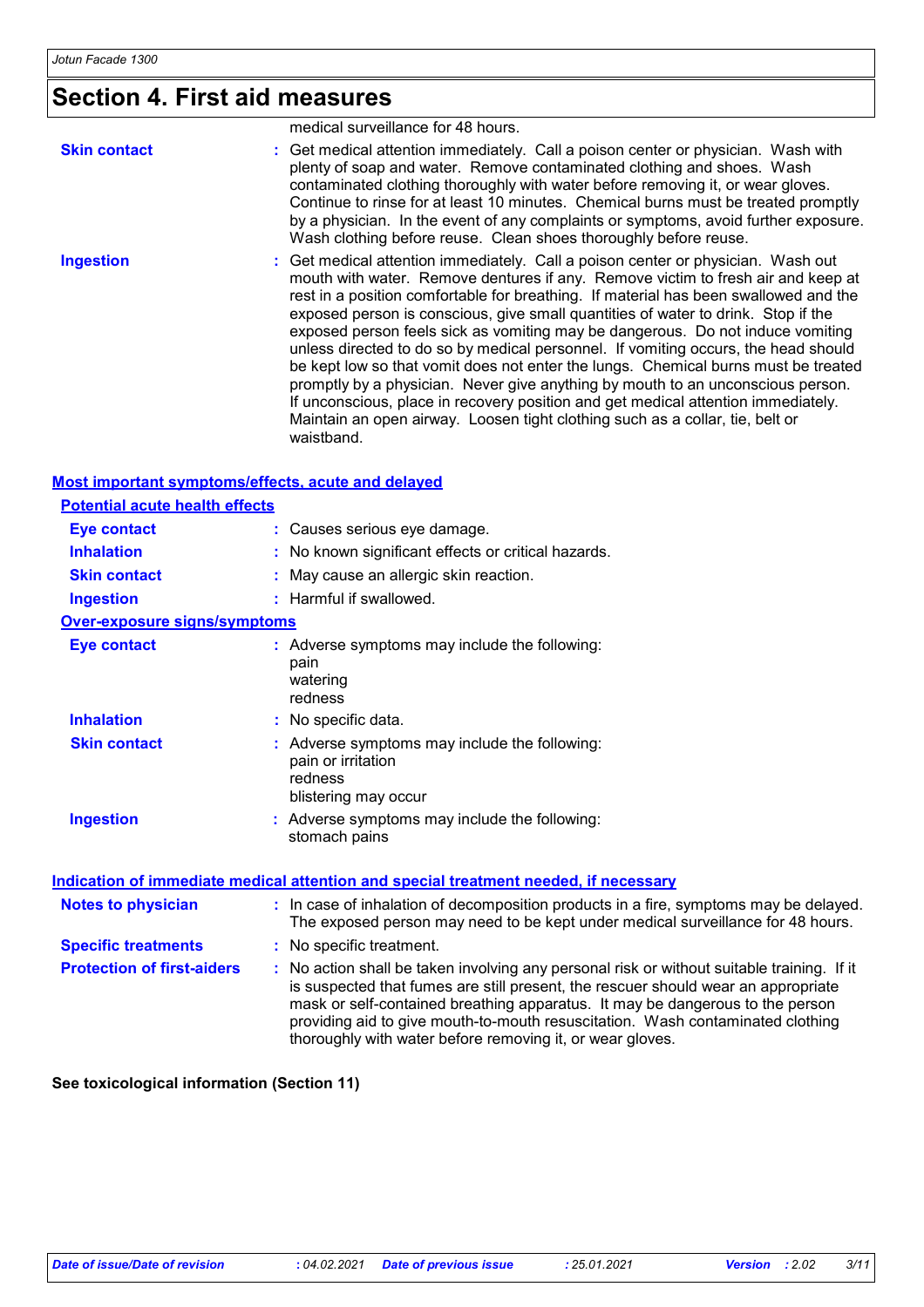# Section 4. First aid measures

medical surveillance for 48 hours.

| | |
|---|---|
| **Skin contact** | : Get medical attention immediately. Call a poison center or physician. Wash with plenty of soap and water. Remove contaminated clothing and shoes. Wash contaminated clothing thoroughly with water before removing it, or wear gloves. Continue to rinse for at least 10 minutes. Chemical burns must be treated promptly by a physician. In the event of any complaints or symptoms, avoid further exposure. Wash clothing before reuse. Clean shoes thoroughly before reuse. |
| **Ingestion** | : Get medical attention immediately. Call a poison center or physician. Wash out mouth with water. Remove dentures if any. Remove victim to fresh air and keep at rest in a position comfortable for breathing. If material has been swallowed and the exposed person is conscious, give small quantities of water to drink. Stop if the exposed person feels sick as vomiting may be dangerous. Do not induce vomiting unless directed to do so by medical personnel. If vomiting occurs, the head should be kept low so that vomit does not enter the lungs. Chemical burns must be treated promptly by a physician. Never give anything by mouth to an unconscious person. If unconscious, place in recovery position and get medical attention immediately. Maintain an open airway. Loosen tight clothing such as a collar, tie, belt or waistband. |

## Most important symptoms/effects, acute and delayed

### Potential acute health effects

| | |
|---|---|
| **Eye contact** | : Causes serious eye damage. |
| **Inhalation** | : No known significant effects or critical hazards. |
| **Skin contact** | : May cause an allergic skin reaction. |
| **Ingestion** | : Harmful if swallowed. |

### Over-exposure signs/symptoms

| | |
|---|---|
| **Eye contact** | : Adverse symptoms may include the following:<br>pain<br>watering<br>redness |
| **Inhalation** | : No specific data. |
| **Skin contact** | : Adverse symptoms may include the following:<br>pain or irritation<br>redness<br>blistering may occur |
| **Ingestion** | : Adverse symptoms may include the following:<br>stomach pains |

## Indication of immediate medical attention and special treatment needed, if necessary

| | |
|---|---|
| **Notes to physician** | : In case of inhalation of decomposition products in a fire, symptoms may be delayed. The exposed person may need to be kept under medical surveillance for 48 hours. |
| **Specific treatments** | : No specific treatment. |
| **Protection of first-aiders** | : No action shall be taken involving any personal risk or without suitable training. If it is suspected that fumes are still present, the rescuer should wear an appropriate mask or self-contained breathing apparatus. It may be dangerous to the person providing aid to give mouth-to-mouth resuscitation. Wash contaminated clothing thoroughly with water before removing it, or wear gloves. |

**See toxicological information (Section 11)**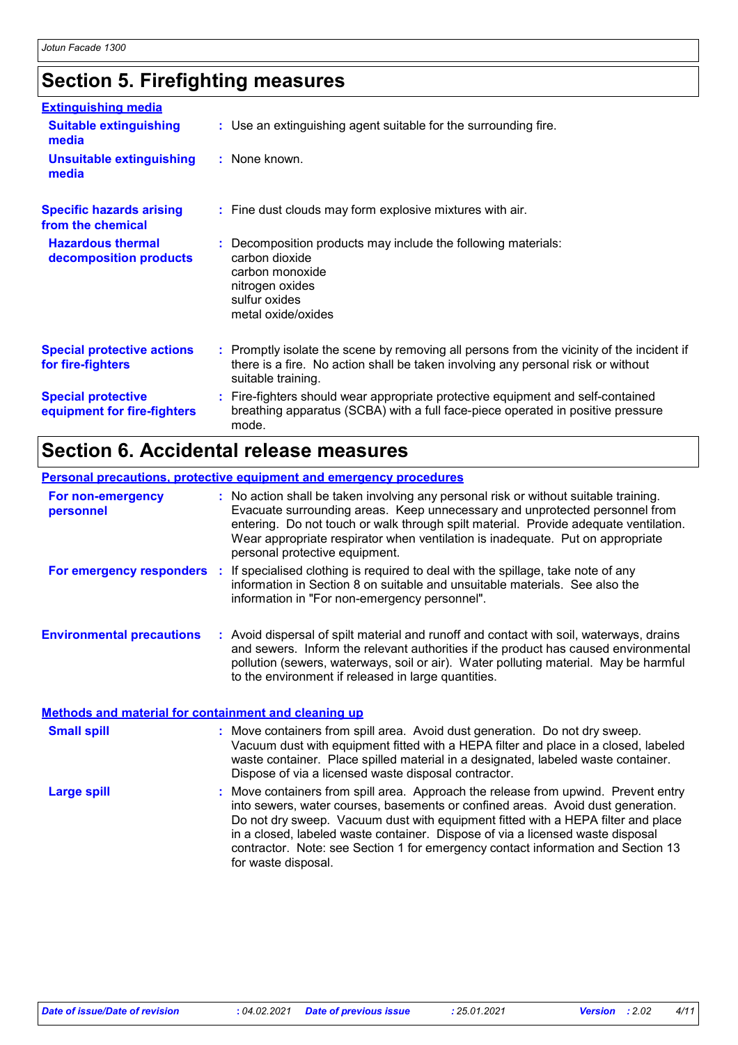## Section 5. Firefighting measures

**Extinguishing media**

**Suitable extinguishing media** : Use an extinguishing agent suitable for the surrounding fire.

**Unsuitable extinguishing media** : None known.

**Specific hazards arising from the chemical** : Fine dust clouds may form explosive mixtures with air.

**Hazardous thermal decomposition products** : Decomposition products may include the following materials:
carbon dioxide
carbon monoxide
nitrogen oxides
sulfur oxides
metal oxide/oxides

**Special protective actions for fire-fighters** : Promptly isolate the scene by removing all persons from the vicinity of the incident if there is a fire. No action shall be taken involving any personal risk or without suitable training.

**Special protective equipment for fire-fighters** : Fire-fighters should wear appropriate protective equipment and self-contained breathing apparatus (SCBA) with a full face-piece operated in positive pressure mode.

## Section 6. Accidental release measures

**Personal precautions, protective equipment and emergency procedures**

**For non-emergency personnel** : No action shall be taken involving any personal risk or without suitable training. Evacuate surrounding areas. Keep unnecessary and unprotected personnel from entering. Do not touch or walk through spilt material. Provide adequate ventilation. Wear appropriate respirator when ventilation is inadequate. Put on appropriate personal protective equipment.

**For emergency responders** : If specialised clothing is required to deal with the spillage, take note of any information in Section 8 on suitable and unsuitable materials. See also the information in "For non-emergency personnel".

**Environmental precautions** : Avoid dispersal of spilt material and runoff and contact with soil, waterways, drains and sewers. Inform the relevant authorities if the product has caused environmental pollution (sewers, waterways, soil or air). Water polluting material. May be harmful to the environment if released in large quantities.

**Methods and material for containment and cleaning up**

**Small spill** : Move containers from spill area. Avoid dust generation. Do not dry sweep. Vacuum dust with equipment fitted with a HEPA filter and place in a closed, labeled waste container. Place spilled material in a designated, labeled waste container. Dispose of via a licensed waste disposal contractor.

**Large spill** : Move containers from spill area. Approach the release from upwind. Prevent entry into sewers, water courses, basements or confined areas. Avoid dust generation. Do not dry sweep. Vacuum dust with equipment fitted with a HEPA filter and place in a closed, labeled waste container. Dispose of via a licensed waste disposal contractor. Note: see Section 1 for emergency contact information and Section 13 for waste disposal.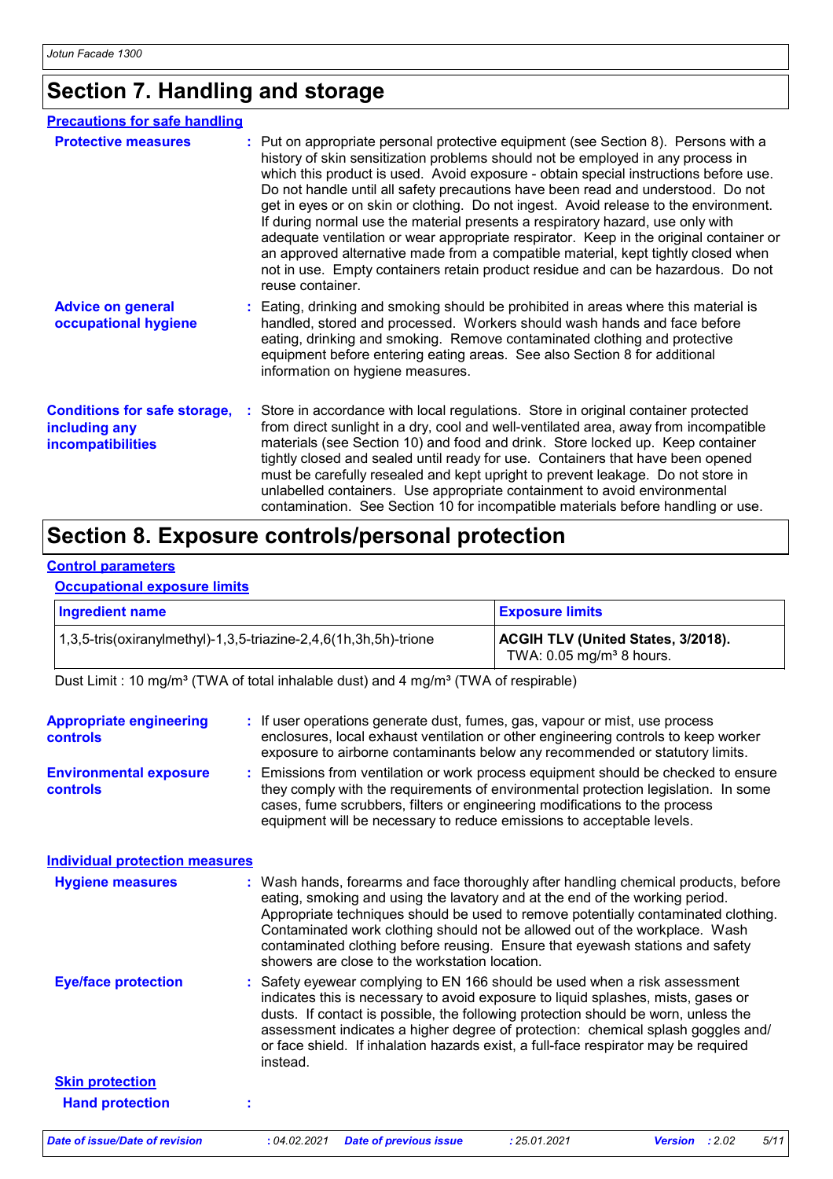## Section 7. Handling and storage

### Precautions for safe handling

**Protective measures** : Put on appropriate personal protective equipment (see Section 8). Persons with a history of skin sensitization problems should not be employed in any process in which this product is used. Avoid exposure - obtain special instructions before use. Do not handle until all safety precautions have been read and understood. Do not get in eyes or on skin or clothing. Do not ingest. Avoid release to the environment. If during normal use the material presents a respiratory hazard, use only with adequate ventilation or wear appropriate respirator. Keep in the original container or an approved alternative made from a compatible material, kept tightly closed when not in use. Empty containers retain product residue and can be hazardous. Do not reuse container.

**Advice on general occupational hygiene** : Eating, drinking and smoking should be prohibited in areas where this material is handled, stored and processed. Workers should wash hands and face before eating, drinking and smoking. Remove contaminated clothing and protective equipment before entering eating areas. See also Section 8 for additional information on hygiene measures.

**Conditions for safe storage, including any incompatibilities** : Store in accordance with local regulations. Store in original container protected from direct sunlight in a dry, cool and well-ventilated area, away from incompatible materials (see Section 10) and food and drink. Store locked up. Keep container tightly closed and sealed until ready for use. Containers that have been opened must be carefully resealed and kept upright to prevent leakage. Do not store in unlabelled containers. Use appropriate containment to avoid environmental contamination. See Section 10 for incompatible materials before handling or use.

## Section 8. Exposure controls/personal protection

### Control parameters

#### Occupational exposure limits

| Ingredient name | Exposure limits |
|---|---|
| 1,3,5-tris(oxiranylmethyl)-1,3,5-triazine-2,4,6(1h,3h,5h)-trione | **ACGIH TLV (United States, 3/2018).** TWA: 0.05 mg/m³ 8 hours. |

Dust Limit : 10 mg/m³ (TWA of total inhalable dust) and 4 mg/m³ (TWA of respirable)

**Appropriate engineering controls** : If user operations generate dust, fumes, gas, vapour or mist, use process enclosures, local exhaust ventilation or other engineering controls to keep worker exposure to airborne contaminants below any recommended or statutory limits.

**Environmental exposure controls** : Emissions from ventilation or work process equipment should be checked to ensure they comply with the requirements of environmental protection legislation. In some cases, fume scrubbers, filters or engineering modifications to the process equipment will be necessary to reduce emissions to acceptable levels.

### Individual protection measures

**Hygiene measures** : Wash hands, forearms and face thoroughly after handling chemical products, before eating, smoking and using the lavatory and at the end of the working period. Appropriate techniques should be used to remove potentially contaminated clothing. Contaminated work clothing should not be allowed out of the workplace. Wash contaminated clothing before reusing. Ensure that eyewash stations and safety showers are close to the workstation location.

**Eye/face protection** : Safety eyewear complying to EN 166 should be used when a risk assessment indicates this is necessary to avoid exposure to liquid splashes, mists, gases or dusts. If contact is possible, the following protection should be worn, unless the assessment indicates a higher degree of protection: chemical splash goggles and/ or face shield. If inhalation hazards exist, a full-face respirator may be required instead.

#### Skin protection

**Hand protection** :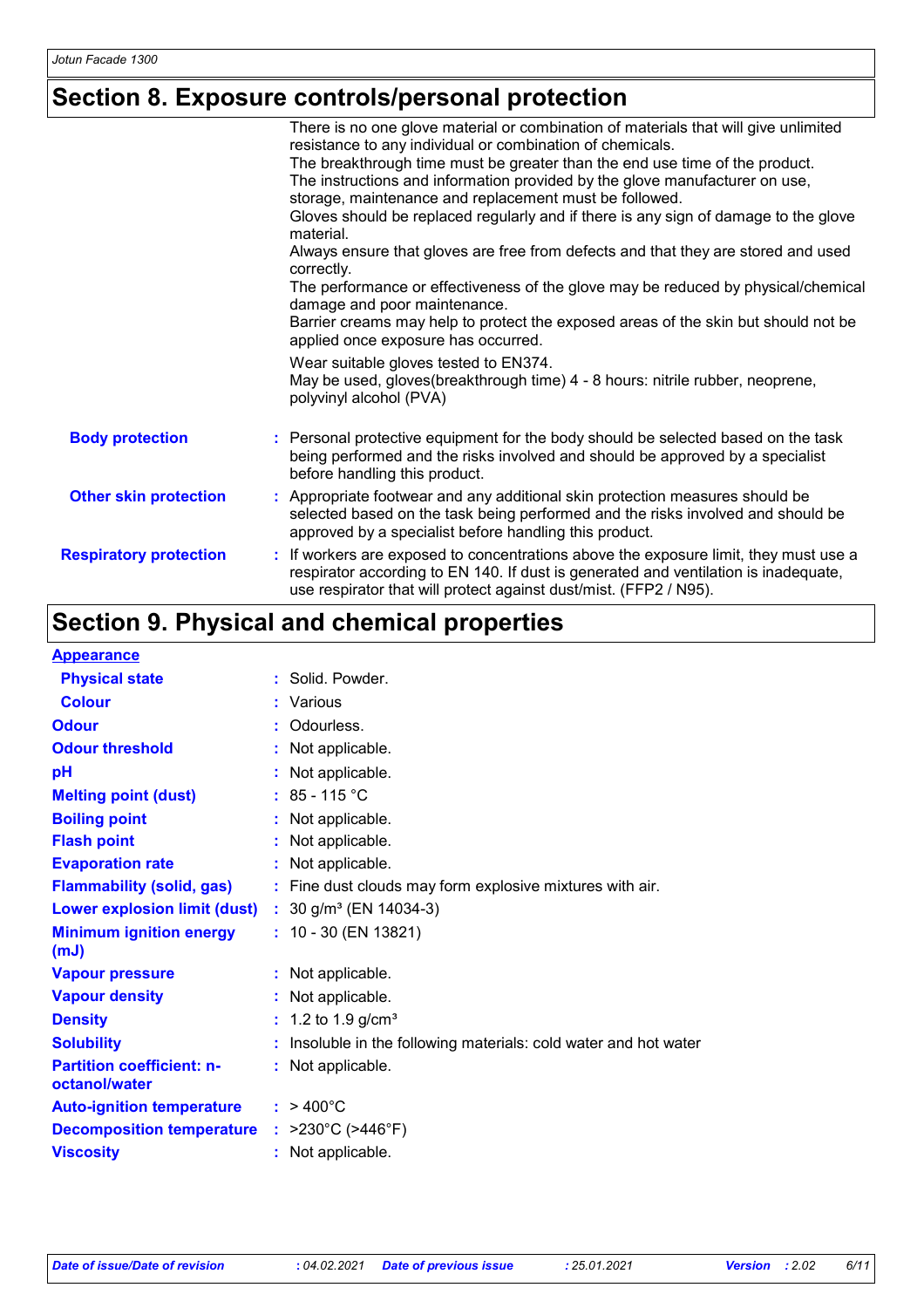## Section 8. Exposure controls/personal protection

There is no one glove material or combination of materials that will give unlimited resistance to any individual or combination of chemicals.
The breakthrough time must be greater than the end use time of the product.
The instructions and information provided by the glove manufacturer on use, storage, maintenance and replacement must be followed.
Gloves should be replaced regularly and if there is any sign of damage to the glove material.
Always ensure that gloves are free from defects and that they are stored and used correctly.
The performance or effectiveness of the glove may be reduced by physical/chemical damage and poor maintenance.
Barrier creams may help to protect the exposed areas of the skin but should not be applied once exposure has occurred.

Wear suitable gloves tested to EN374.
May be used, gloves(breakthrough time) 4 - 8 hours: nitrile rubber, neoprene, polyvinyl alcohol (PVA)

**Body protection** : Personal protective equipment for the body should be selected based on the task being performed and the risks involved and should be approved by a specialist before handling this product.

**Other skin protection** : Appropriate footwear and any additional skin protection measures should be selected based on the task being performed and the risks involved and should be approved by a specialist before handling this product.

**Respiratory protection** : If workers are exposed to concentrations above the exposure limit, they must use a respirator according to EN 140. If dust is generated and ventilation is inadequate, use respirator that will protect against dust/mist. (FFP2 / N95).

## Section 9. Physical and chemical properties

**Appearance**

| Property | Value |
|---|---|
| Physical state | Solid. Powder. |
| Colour | Various |
| Odour | Odourless. |
| Odour threshold | Not applicable. |
| pH | Not applicable. |
| Melting point (dust) | 85 - 115 °C |
| Boiling point | Not applicable. |
| Flash point | Not applicable. |
| Evaporation rate | Not applicable. |
| Flammability (solid, gas) | Fine dust clouds may form explosive mixtures with air. |
| Lower explosion limit (dust) | 30 g/m³ (EN 14034-3) |
| Minimum ignition energy (mJ) | 10 - 30 (EN 13821) |
| Vapour pressure | Not applicable. |
| Vapour density | Not applicable. |
| Density | 1.2 to 1.9 g/cm³ |
| Solubility | Insoluble in the following materials: cold water and hot water |
| Partition coefficient: n-octanol/water | Not applicable. |
| Auto-ignition temperature | > 400°C |
| Decomposition temperature | >230°C (>446°F) |
| Viscosity | Not applicable. |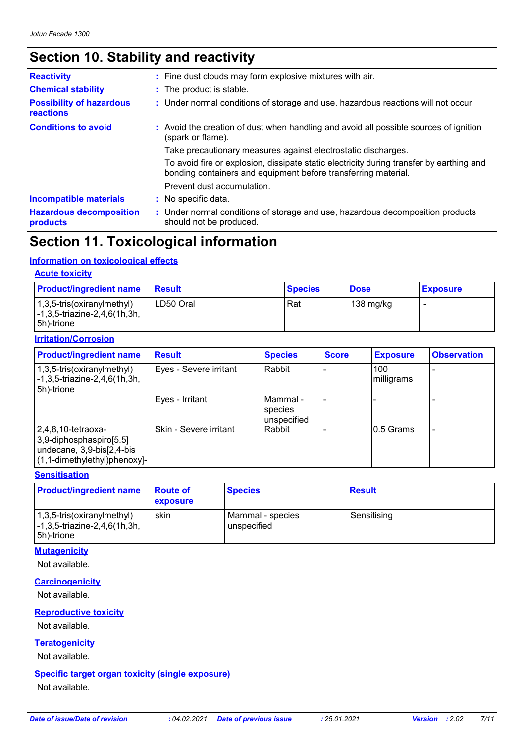# Section 10. Stability and reactivity

**Reactivity** : Fine dust clouds may form explosive mixtures with air.

**Chemical stability** : The product is stable.

**Possibility of hazardous reactions** : Under normal conditions of storage and use, hazardous reactions will not occur.

**Conditions to avoid** : Avoid the creation of dust when handling and avoid all possible sources of ignition (spark or flame).

Take precautionary measures against electrostatic discharges.

To avoid fire or explosion, dissipate static electricity during transfer by earthing and bonding containers and equipment before transferring material.

Prevent dust accumulation.

**Incompatible materials** : No specific data.

**Hazardous decomposition products** : Under normal conditions of storage and use, hazardous decomposition products should not be produced.

# Section 11. Toxicological information

## Information on toxicological effects

### Acute toxicity

| Product/ingredient name | Result | Species | Dose | Exposure |
|---|---|---|---|---|
| 1,3,5-tris(oxiranylmethyl) -1,3,5-triazine-2,4,6(1h,3h, 5h)-trione | LD50 Oral | Rat | 138 mg/kg | - |

### Irritation/Corrosion

| Product/ingredient name | Result | Species | Score | Exposure | Observation |
|---|---|---|---|---|---|
| 1,3,5-tris(oxiranylmethyl) -1,3,5-triazine-2,4,6(1h,3h, 5h)-trione | Eyes - Severe irritant | Rabbit | - | 100 milligrams | - |
| | Eyes - Irritant | Mammal - species unspecified | - | - | - |
| 2,4,8,10-tetraoxa-3,9-diphosphaspiro[5.5] undecane, 3,9-bis[2,4-bis (1,1-dimethylethyl)phenoxy]- | Skin - Severe irritant | Rabbit | - | 0.5 Grams | - |

### Sensitisation

| Product/ingredient name | Route of exposure | Species | Result |
|---|---|---|---|
| 1,3,5-tris(oxiranylmethyl) -1,3,5-triazine-2,4,6(1h,3h, 5h)-trione | skin | Mammal - species unspecified | Sensitising |

### Mutagenicity

Not available.

### Carcinogenicity

Not available.

### Reproductive toxicity

Not available.

### Teratogenicity

Not available.

### Specific target organ toxicity (single exposure)

Not available.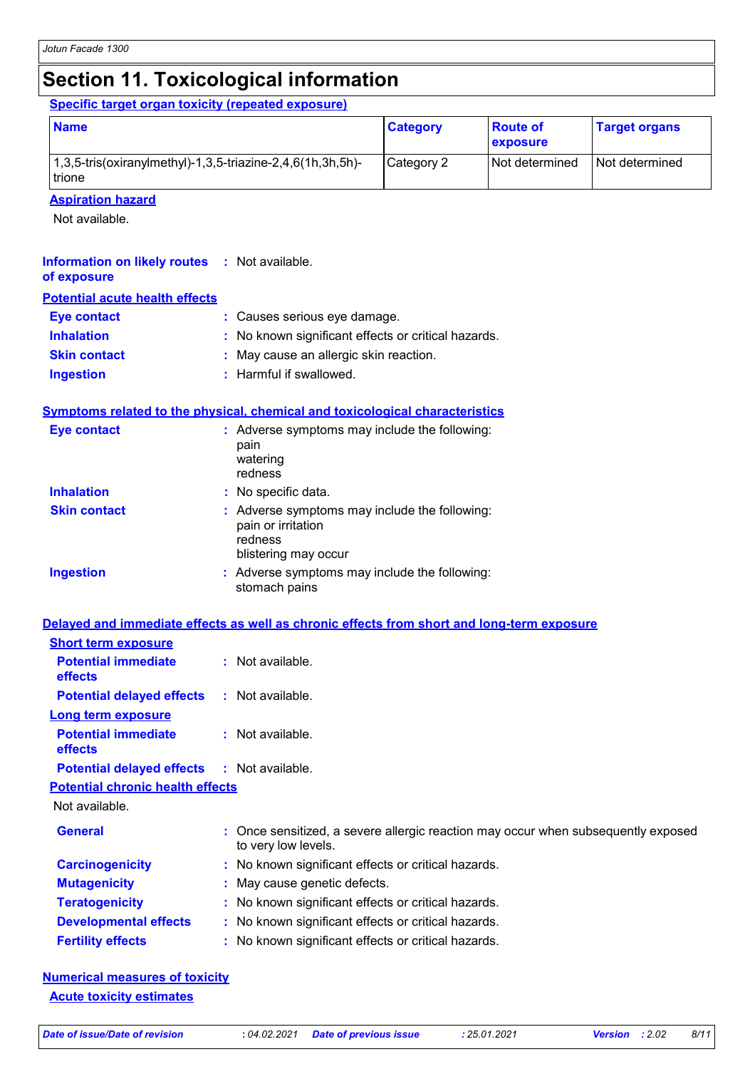# Section 11. Toxicological information

**Specific target organ toxicity (repeated exposure)**

| Name | Category | Route of exposure | Target organs |
|---|---|---|---|
| 1,3,5-tris(oxiranylmethyl)-1,3,5-triazine-2,4,6(1h,3h,5h)-trione | Category 2 | Not determined | Not determined |

**Aspiration hazard**

Not available.

**Information on likely routes of exposure** : Not available.

**Potential acute health effects**

**Eye contact** : Causes serious eye damage.

**Inhalation** : No known significant effects or critical hazards.

**Skin contact** : May cause an allergic skin reaction.

**Ingestion** : Harmful if swallowed.

**Symptoms related to the physical, chemical and toxicological characteristics**

**Eye contact** : Adverse symptoms may include the following:
pain
watering
redness

**Inhalation** : No specific data.

**Skin contact** : Adverse symptoms may include the following:
pain or irritation
redness
blistering may occur

**Ingestion** : Adverse symptoms may include the following:
stomach pains

**Delayed and immediate effects as well as chronic effects from short and long-term exposure**

**Short term exposure**

**Potential immediate effects** : Not available.

**Potential delayed effects** : Not available.

**Long term exposure**

**Potential immediate effects** : Not available.

**Potential delayed effects** : Not available.

**Potential chronic health effects**

Not available.

**General** : Once sensitized, a severe allergic reaction may occur when subsequently exposed to very low levels.

**Carcinogenicity** : No known significant effects or critical hazards.

**Mutagenicity** : May cause genetic defects.

**Teratogenicity** : No known significant effects or critical hazards.

**Developmental effects** : No known significant effects or critical hazards.

**Fertility effects** : No known significant effects or critical hazards.

**Numerical measures of toxicity**

**Acute toxicity estimates**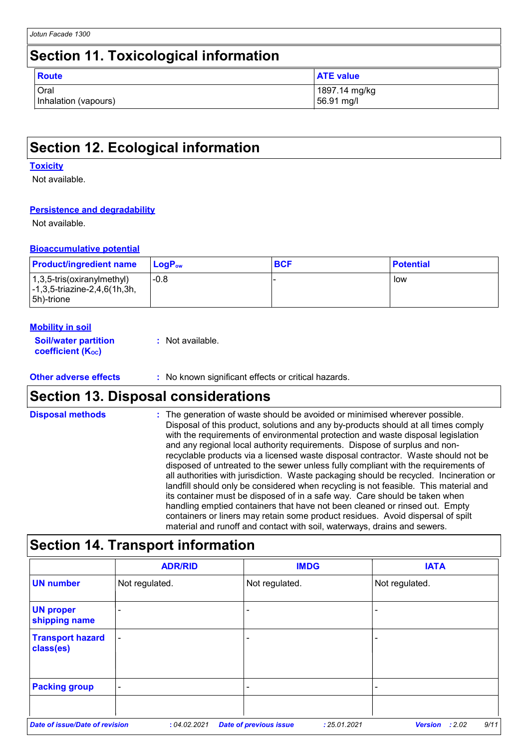## Section 11. Toxicological information

| Route | ATE value |
|---|---|
| Oral<br>Inhalation (vapours) | 1897.14 mg/kg<br>56.91 mg/l |

## Section 12. Ecological information

### Toxicity

Not available.

### Persistence and degradability

Not available.

### Bioaccumulative potential

| Product/ingredient name | $LogP_{ow}$ | BCF | Potential |
|---|---|---|---|
| 1,3,5-tris(oxiranylmethyl) -1,3,5-triazine-2,4,6(1h,3h, 5h)-trione | -0.8 | - | low |

### Mobility in soil

**Soil/water partition coefficient ($K_{OC}$)** : Not available.

**Other adverse effects** : No known significant effects or critical hazards.

## Section 13. Disposal considerations

**Disposal methods** : The generation of waste should be avoided or minimised wherever possible. Disposal of this product, solutions and any by-products should at all times comply with the requirements of environmental protection and waste disposal legislation and any regional local authority requirements. Dispose of surplus and non-recyclable products via a licensed waste disposal contractor. Waste should not be disposed of untreated to the sewer unless fully compliant with the requirements of all authorities with jurisdiction. Waste packaging should be recycled. Incineration or landfill should only be considered when recycling is not feasible. This material and its container must be disposed of in a safe way. Care should be taken when handling emptied containers that have not been cleaned or rinsed out. Empty containers or liners may retain some product residues. Avoid dispersal of spilt material and runoff and contact with soil, waterways, drains and sewers.

## Section 14. Transport information

| | ADR/RID | IMDG | IATA |
|---|---|---|---|
| UN number | Not regulated. | Not regulated. | Not regulated. |
| UN proper shipping name | - | - | - |
| Transport hazard class(es) | - | - | - |
| Packing group | - | - | - |
| | | | |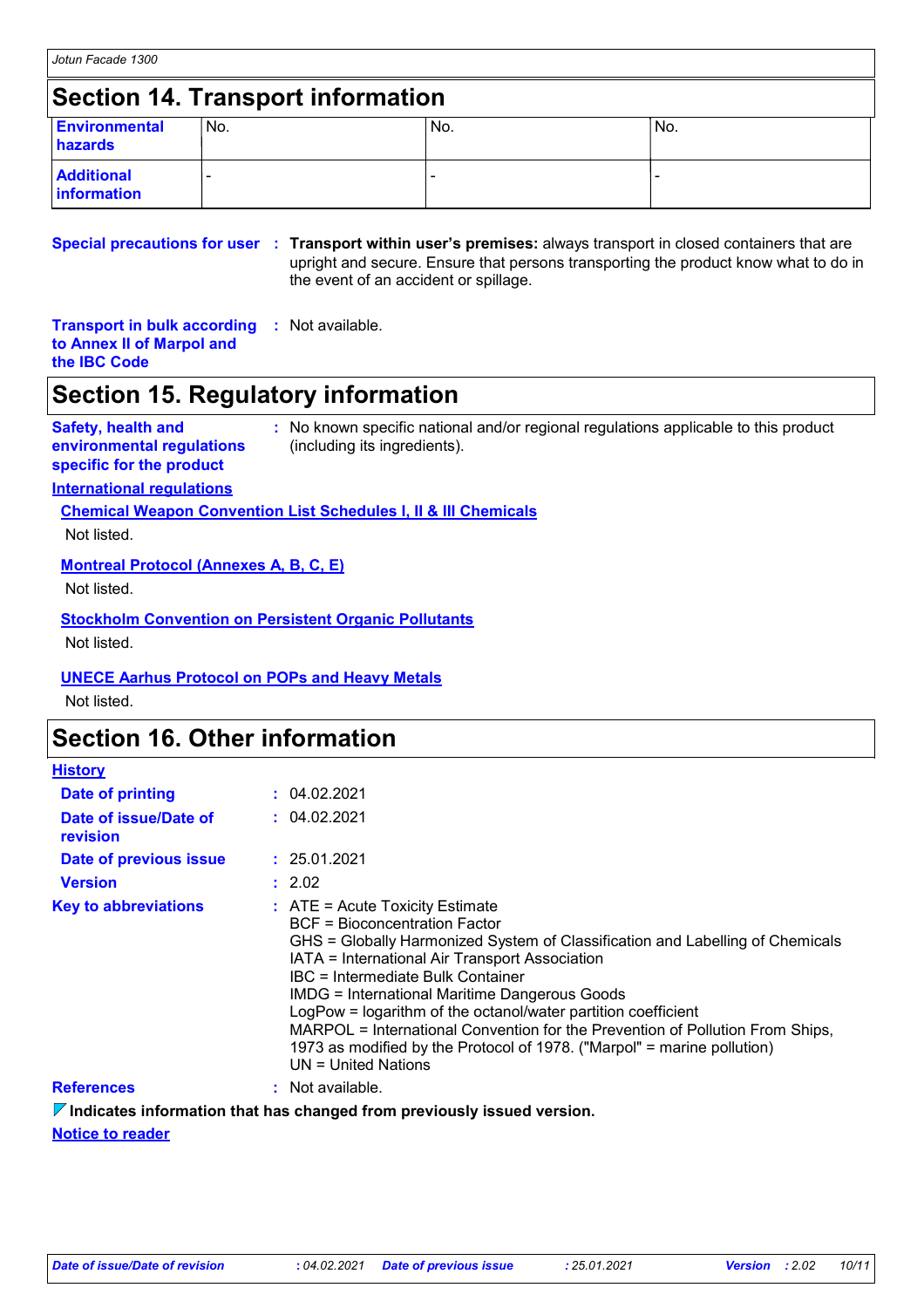## Section 14. Transport information

| | | | |
|---|---|---|---|
| **Environmental hazards** | No. | No. | No. |
| **Additional information** | - | - | - |

**Special precautions for user** : **Transport within user's premises:** always transport in closed containers that are upright and secure. Ensure that persons transporting the product know what to do in the event of an accident or spillage.

**Transport in bulk according to Annex II of Marpol and the IBC Code** : Not available.

## Section 15. Regulatory information

**Safety, health and environmental regulations specific for the product** : No known specific national and/or regional regulations applicable to this product (including its ingredients).

**International regulations**

**Chemical Weapon Convention List Schedules I, II & III Chemicals**

Not listed.

**Montreal Protocol (Annexes A, B, C, E)**

Not listed.

**Stockholm Convention on Persistent Organic Pollutants**

Not listed.

**UNECE Aarhus Protocol on POPs and Heavy Metals**

Not listed.

## Section 16. Other information

**History**

**Date of printing** : 04.02.2021

**Date of issue/Date of revision** : 04.02.2021

**Date of previous issue** : 25.01.2021

**Version** : 2.02

**Key to abbreviations** : ATE = Acute Toxicity Estimate
BCF = Bioconcentration Factor
GHS = Globally Harmonized System of Classification and Labelling of Chemicals
IATA = International Air Transport Association
IBC = Intermediate Bulk Container
IMDG = International Maritime Dangerous Goods
LogPow = logarithm of the octanol/water partition coefficient
MARPOL = International Convention for the Prevention of Pollution From Ships, 1973 as modified by the Protocol of 1978. ("Marpol" = marine pollution)
UN = United Nations

**References** : Not available.

**Indicates information that has changed from previously issued version.**

**Notice to reader**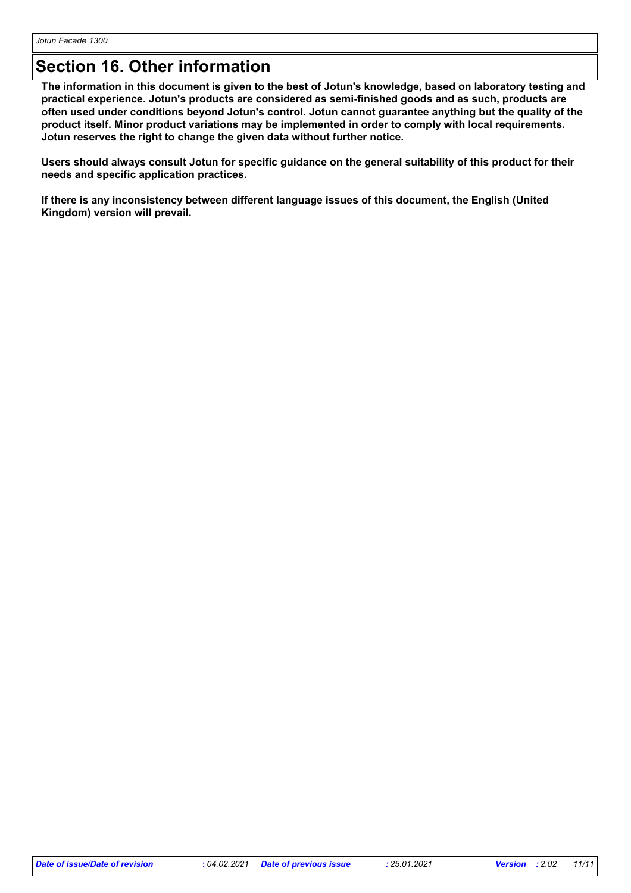## Section 16. Other information

**The information in this document is given to the best of Jotun's knowledge, based on laboratory testing and practical experience. Jotun's products are considered as semi-finished goods and as such, products are often used under conditions beyond Jotun's control. Jotun cannot guarantee anything but the quality of the product itself. Minor product variations may be implemented in order to comply with local requirements. Jotun reserves the right to change the given data without further notice.**

**Users should always consult Jotun for specific guidance on the general suitability of this product for their needs and specific application practices.**

**If there is any inconsistency between different language issues of this document, the English (United Kingdom) version will prevail.**